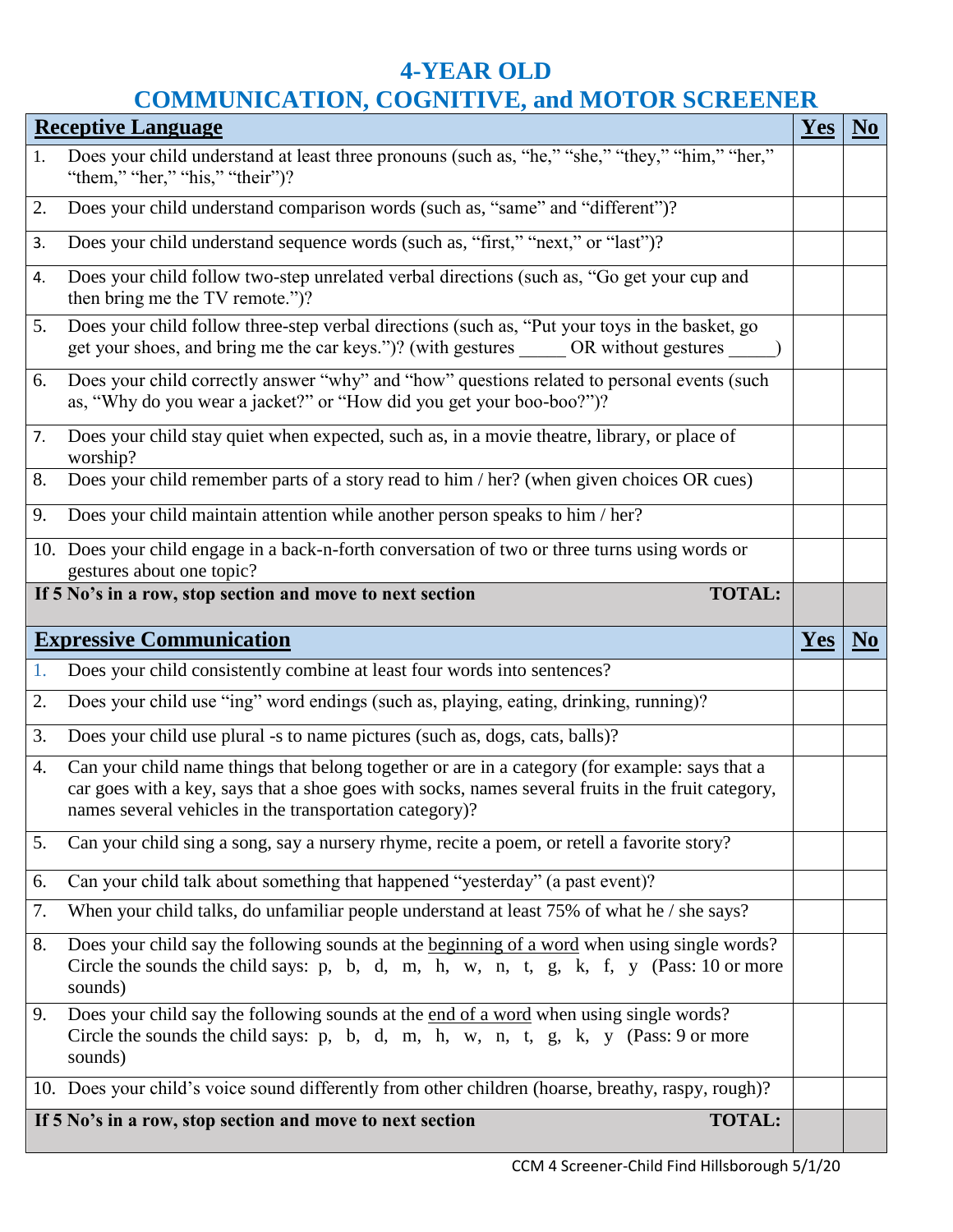# 4-YEAR OLD
# COMMUNICATION, COGNITIVE, and MOTOR SCREENER

| **Receptive Language** | **Yes** | **No** |
|---|---|---|
| 1. Does your child understand at least three pronouns (such as, "he," "she," "they," "him," "her," "them," "her," "his," "their")? | | |
| 2. Does your child understand comparison words (such as, "same" and "different")? | | |
| 3. Does your child understand sequence words (such as, "first," "next," or "last")? | | |
| 4. Does your child follow two-step unrelated verbal directions (such as, "Go get your cup and then bring me the TV remote.")? | | |
| 5. Does your child follow three-step verbal directions (such as, "Put your toys in the basket, go get your shoes, and bring me the car keys.")? (with gestures _____ OR without gestures _____) | | |
| 6. Does your child correctly answer "why" and "how" questions related to personal events (such as, "Why do you wear a jacket?" or "How did you get your boo-boo?")? | | |
| 7. Does your child stay quiet when expected, such as, in a movie theatre, library, or place of worship? | | |
| 8. Does your child remember parts of a story read to him / her? (when given choices OR cues) | | |
| 9. Does your child maintain attention while another person speaks to him / her? | | |
| 10. Does your child engage in a back-n-forth conversation of two or three turns using words or gestures about one topic? | | |
| **If 5 No's in a row, stop section and move to next section** **TOTAL:** | | |

| **Expressive Communication** | **Yes** | **No** |
|---|---|---|
| 1. Does your child consistently combine at least four words into sentences? | | |
| 2. Does your child use "ing" word endings (such as, playing, eating, drinking, running)? | | |
| 3. Does your child use plural -s to name pictures (such as, dogs, cats, balls)? | | |
| 4. Can your child name things that belong together or are in a category (for example: says that a car goes with a key, says that a shoe goes with socks, names several fruits in the fruit category, names several vehicles in the transportation category)? | | |
| 5. Can your child sing a song, say a nursery rhyme, recite a poem, or retell a favorite story? | | |
| 6. Can your child talk about something that happened "yesterday" (a past event)? | | |
| 7. When your child talks, do unfamiliar people understand at least 75% of what he / she says? | | |
| 8. Does your child say the following sounds at the beginning of a word when using single words? Circle the sounds the child says: p, b, d, m, h, w, n, t, g, k, f, y (Pass: 10 or more sounds) | | |
| 9. Does your child say the following sounds at the end of a word when using single words? Circle the sounds the child says: p, b, d, m, h, w, n, t, g, k, y (Pass: 9 or more sounds) | | |
| 10. Does your child's voice sound differently from other children (hoarse, breathy, raspy, rough)? | | |
| **If 5 No's in a row, stop section and move to next section** **TOTAL:** | | |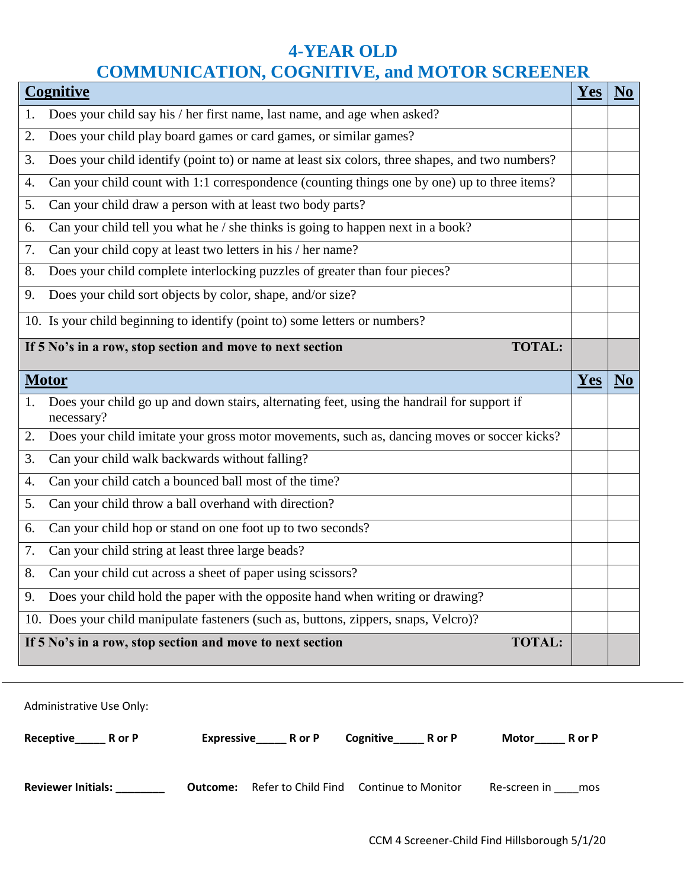# 4-YEAR OLD
# COMMUNICATION, COGNITIVE, and MOTOR SCREENER

| **Cognitive** | **Yes** | **No** |
|---|---|---|
| 1. Does your child say his / her first name, last name, and age when asked? | | |
| 2. Does your child play board games or card games, or similar games? | | |
| 3. Does your child identify (point to) or name at least six colors, three shapes, and two numbers? | | |
| 4. Can your child count with 1:1 correspondence (counting things one by one) up to three items? | | |
| 5. Can your child draw a person with at least two body parts? | | |
| 6. Can your child tell you what he / she thinks is going to happen next in a book? | | |
| 7. Can your child copy at least two letters in his / her name? | | |
| 8. Does your child complete interlocking puzzles of greater than four pieces? | | |
| 9. Does your child sort objects by color, shape, and/or size? | | |
| 10. Is your child beginning to identify (point to) some letters or numbers? | | |
| **If 5 No's in a row, stop section and move to next section** **TOTAL:** | | |

| **Motor** | **Yes** | **No** |
|---|---|---|
| 1. Does your child go up and down stairs, alternating feet, using the handrail for support if necessary? | | |
| 2. Does your child imitate your gross motor movements, such as, dancing moves or soccer kicks? | | |
| 3. Can your child walk backwards without falling? | | |
| 4. Can your child catch a bounced ball most of the time? | | |
| 5. Can your child throw a ball overhand with direction? | | |
| 6. Can your child hop or stand on one foot up to two seconds? | | |
| 7. Can your child string at least three large beads? | | |
| 8. Can your child cut across a sheet of paper using scissors? | | |
| 9. Does your child hold the paper with the opposite hand when writing or drawing? | | |
| 10. Does your child manipulate fasteners (such as, buttons, zippers, snaps, Velcro)? | | |
| **If 5 No's in a row, stop section and move to next section** **TOTAL:** | | |

---

Administrative Use Only:

**Receptive_____ R or P** **Expressive_____ R or P** **Cognitive_____ R or P** **Motor_____ R or P**

**Reviewer Initials: ________** **Outcome:** Refer to Child Find Continue to Monitor Re-screen in ____mos

CCM 4 Screener-Child Find Hillsborough 5/1/20